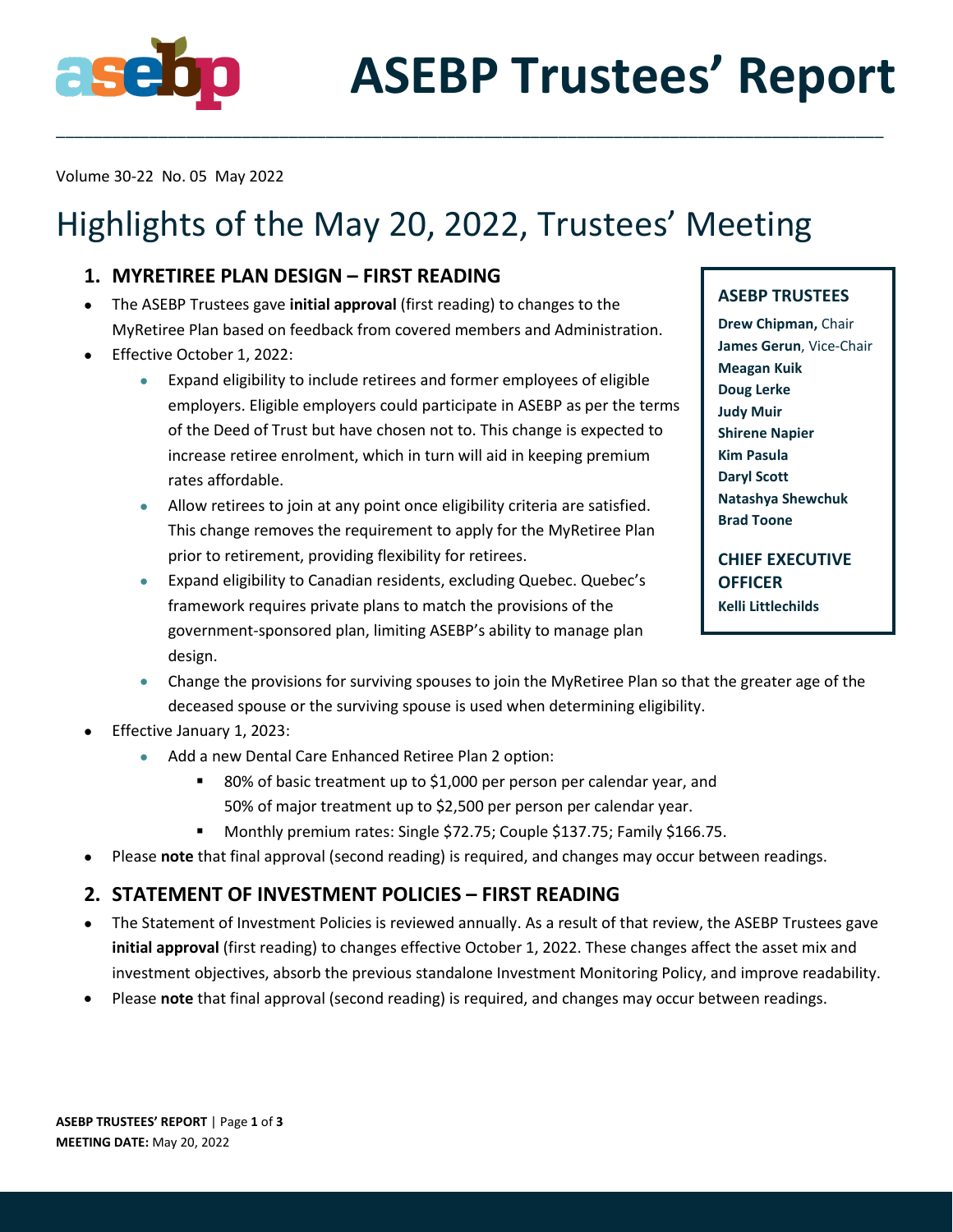# ASEBP Trustees' Report

Volume 30-22 No. 05 May 2022

## Highlights of the May 20, 2022, Trustees' Meeting

### 1. MYRETIREE PLAN DESIGN – FIRST READING

- The ASEBP Trustees gave **initial approval** (first reading) to changes to the MyRetiree Plan based on feedback from covered members and Administration.
- Effective October 1, 2022:
  - Expand eligibility to include retirees and former employees of eligible employers. Eligible employers could participate in ASEBP as per the terms of the Deed of Trust but have chosen not to. This change is expected to increase retiree enrolment, which in turn will aid in keeping premium rates affordable.
  - Allow retirees to join at any point once eligibility criteria are satisfied. This change removes the requirement to apply for the MyRetiree Plan prior to retirement, providing flexibility for retirees.
  - Expand eligibility to Canadian residents, excluding Quebec. Quebec's framework requires private plans to match the provisions of the government-sponsored plan, limiting ASEBP's ability to manage plan design.
  - Change the provisions for surviving spouses to join the MyRetiree Plan so that the greater age of the deceased spouse or the surviving spouse is used when determining eligibility.
- Effective January 1, 2023:
  - Add a new Dental Care Enhanced Retiree Plan 2 option:
    - 80% of basic treatment up to $1,000 per person per calendar year, and 50% of major treatment up to $2,500 per person per calendar year.
    - Monthly premium rates: Single $72.75; Couple $137.75; Family $166.75.
- Please **note** that final approval (second reading) is required, and changes may occur between readings.

### 2. STATEMENT OF INVESTMENT POLICIES – FIRST READING

- The Statement of Investment Policies is reviewed annually. As a result of that review, the ASEBP Trustees gave **initial approval** (first reading) to changes effective October 1, 2022. These changes affect the asset mix and investment objectives, absorb the previous standalone Investment Monitoring Policy, and improve readability.
- Please **note** that final approval (second reading) is required, and changes may occur between readings.

**ASEBP TRUSTEES**

**Drew Chipman,** Chair
**James Gerun**, Vice-Chair
**Meagan Kuik**
**Doug Lerke**
**Judy Muir**
**Shirene Napier**
**Kim Pasula**
**Daryl Scott**
**Natashya Shewchuk**
**Brad Toone**

**CHIEF EXECUTIVE OFFICER**

**Kelli Littlechilds**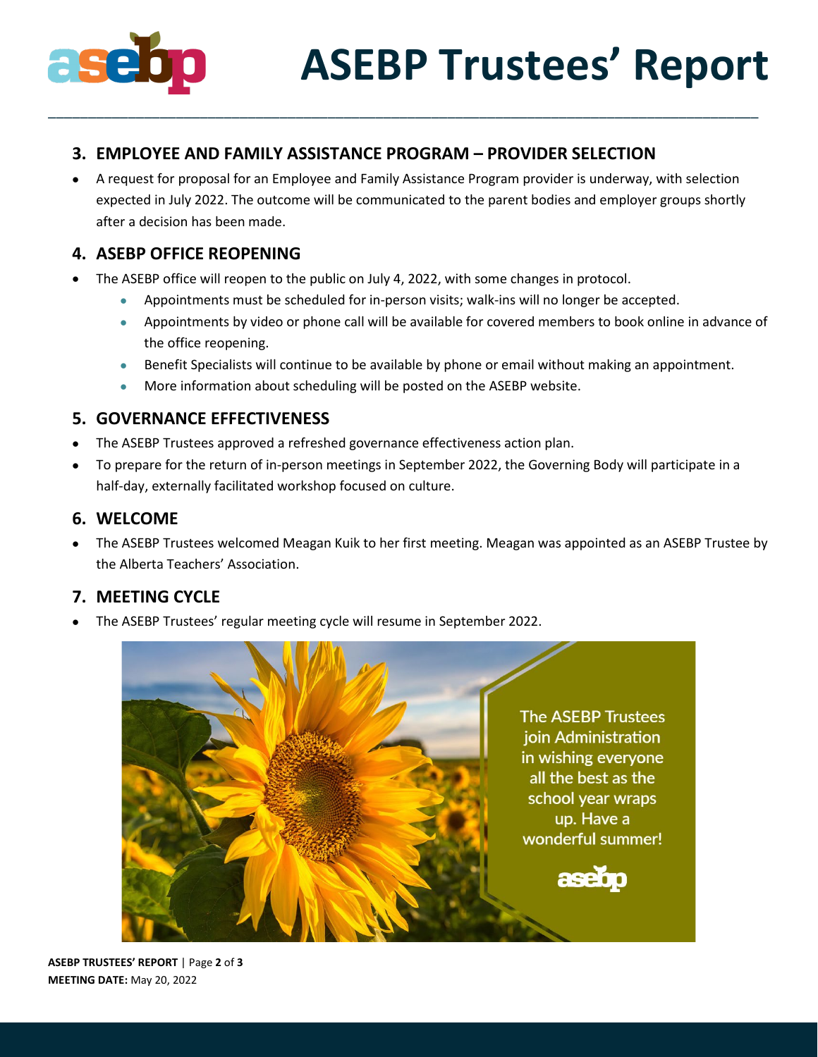## 3. EMPLOYEE AND FAMILY ASSISTANCE PROGRAM – PROVIDER SELECTION

- A request for proposal for an Employee and Family Assistance Program provider is underway, with selection expected in July 2022. The outcome will be communicated to the parent bodies and employer groups shortly after a decision has been made.

## 4. ASEBP OFFICE REOPENING

- The ASEBP office will reopen to the public on July 4, 2022, with some changes in protocol.
  - Appointments must be scheduled for in-person visits; walk-ins will no longer be accepted.
  - Appointments by video or phone call will be available for covered members to book online in advance of the office reopening.
  - Benefit Specialists will continue to be available by phone or email without making an appointment.
  - More information about scheduling will be posted on the ASEBP website.

## 5. GOVERNANCE EFFECTIVENESS

- The ASEBP Trustees approved a refreshed governance effectiveness action plan.
- To prepare for the return of in-person meetings in September 2022, the Governing Body will participate in a half-day, externally facilitated workshop focused on culture.

## 6. WELCOME

- The ASEBP Trustees welcomed Meagan Kuik to her first meeting. Meagan was appointed as an ASEBP Trustee by the Alberta Teachers' Association.

## 7. MEETING CYCLE

- The ASEBP Trustees' regular meeting cycle will resume in September 2022.

The ASEBP Trustees join Administration in wishing everyone all the best as the school year wraps up. Have a wonderful summer!

**MEETING DATE:** May 20, 2022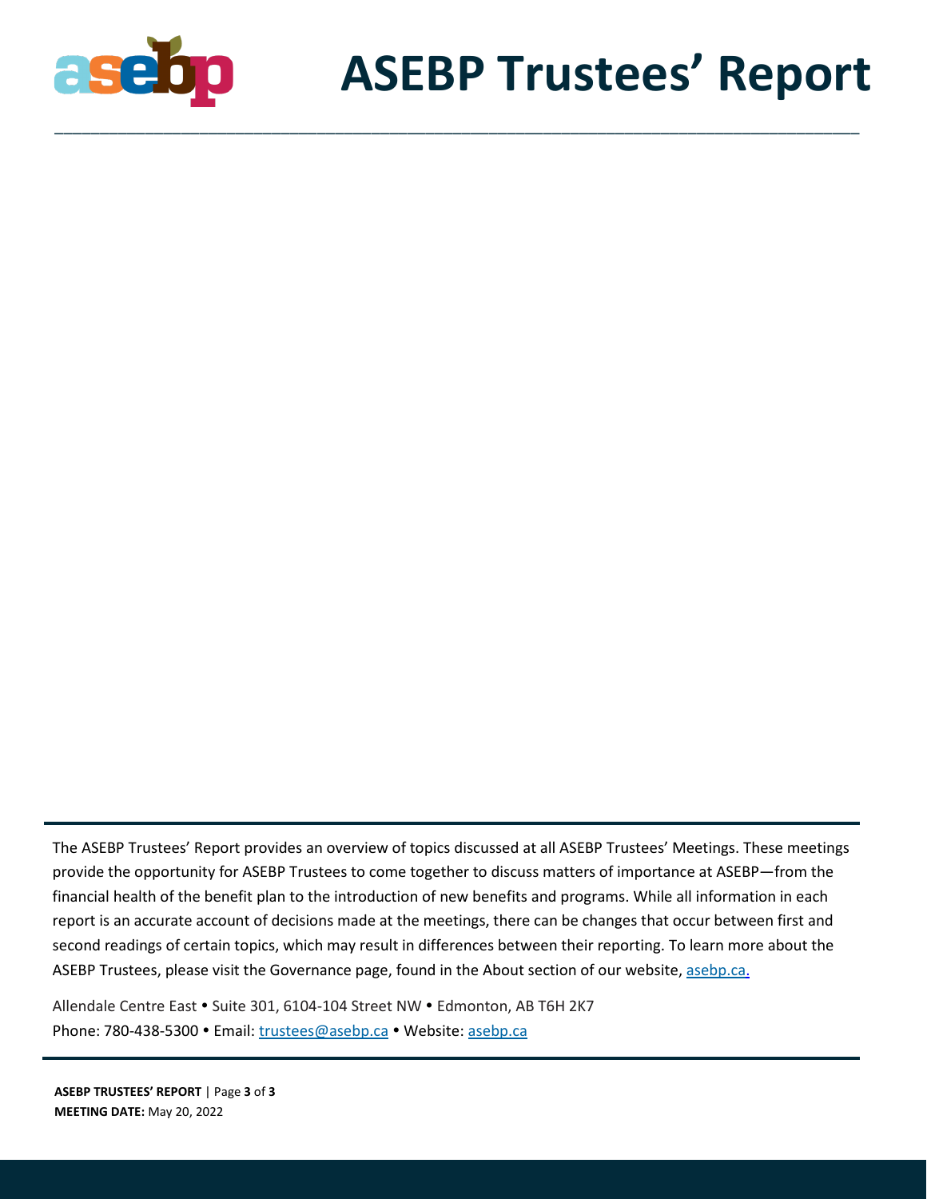The ASEBP Trustees' Report provides an overview of topics discussed at all ASEBP Trustees' Meetings. These meetings provide the opportunity for ASEBP Trustees to come together to discuss matters of importance at ASEBP—from the financial health of the benefit plan to the introduction of new benefits and programs. While all information in each report is an accurate account of decisions made at the meetings, there can be changes that occur between first and second readings of certain topics, which may result in differences between their reporting. To learn more about the ASEBP Trustees, please visit the Governance page, found in the About section of our website, asebp.ca.

Allendale Centre East • Suite 301, 6104-104 Street NW • Edmonton, AB T6H 2K7
Phone: 780-438-5300 • Email: trustees@asebp.ca • Website: asebp.ca

**MEETING DATE:** May 20, 2022